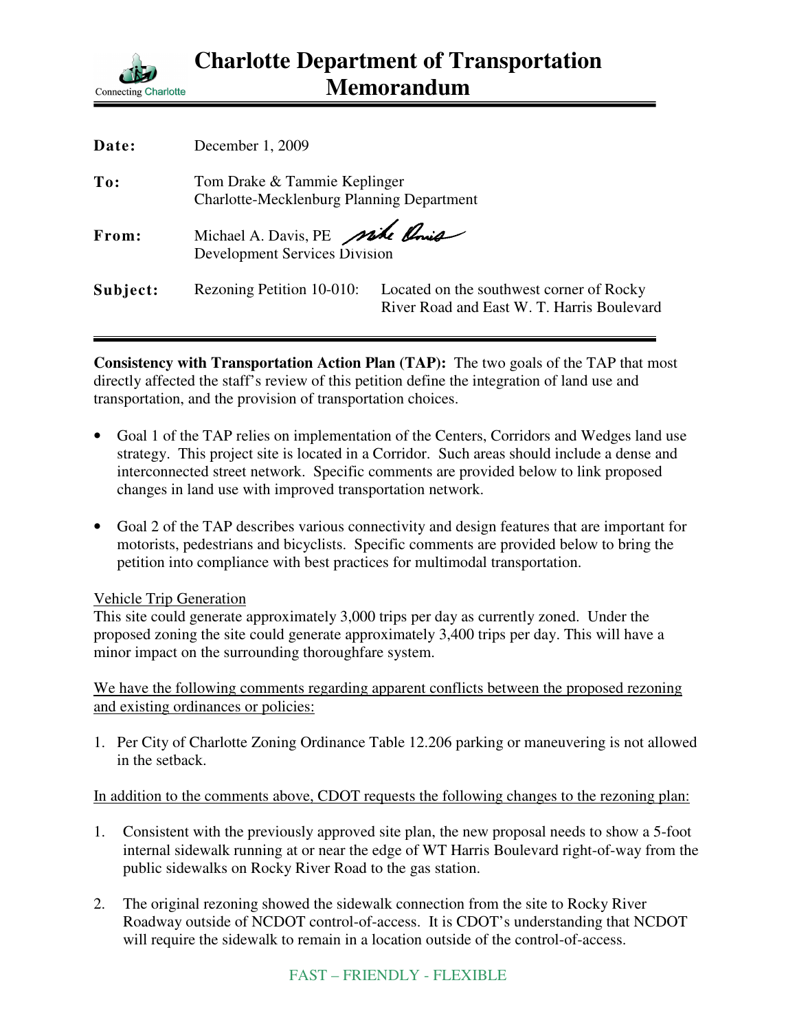# Charlotte Department of Transportation Memorandum

Connecting Charlotte

**Date:** December 1, 2009

**To:** Tom Drake & Tammie Keplinger
Charlotte-Mecklenburg Planning Department

**From:** Michael A. Davis, PE
Development Services Division

**Subject:** Rezoning Petition 10-010: Located on the southwest corner of Rocky River Road and East W. T. Harris Boulevard

---

**Consistency with Transportation Action Plan (TAP):** The two goals of the TAP that most directly affected the staff's review of this petition define the integration of land use and transportation, and the provision of transportation choices.

- Goal 1 of the TAP relies on implementation of the Centers, Corridors and Wedges land use strategy. This project site is located in a Corridor. Such areas should include a dense and interconnected street network. Specific comments are provided below to link proposed changes in land use with improved transportation network.

- Goal 2 of the TAP describes various connectivity and design features that are important for motorists, pedestrians and bicyclists. Specific comments are provided below to bring the petition into compliance with best practices for multimodal transportation.

Vehicle Trip Generation

This site could generate approximately 3,000 trips per day as currently zoned. Under the proposed zoning the site could generate approximately 3,400 trips per day. This will have a minor impact on the surrounding thoroughfare system.

We have the following comments regarding apparent conflicts between the proposed rezoning and existing ordinances or policies:

1. Per City of Charlotte Zoning Ordinance Table 12.206 parking or maneuvering is not allowed in the setback.

In addition to the comments above, CDOT requests the following changes to the rezoning plan:

1. Consistent with the previously approved site plan, the new proposal needs to show a 5-foot internal sidewalk running at or near the edge of WT Harris Boulevard right-of-way from the public sidewalks on Rocky River Road to the gas station.

2. The original rezoning showed the sidewalk connection from the site to Rocky River Roadway outside of NCDOT control-of-access. It is CDOT's understanding that NCDOT will require the sidewalk to remain in a location outside of the control-of-access.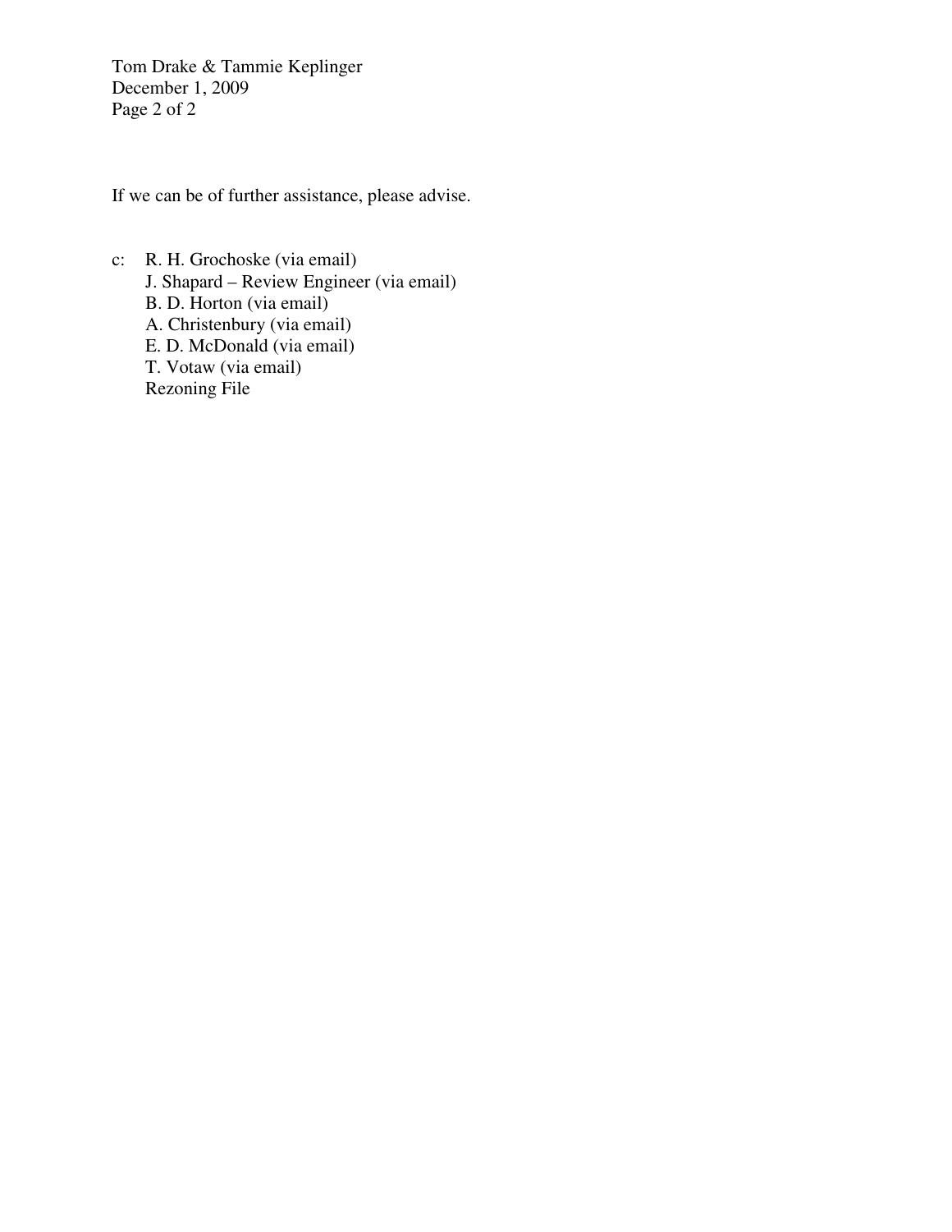If we can be of further assistance, please advise.

c: R. H. Grochoske (via email)
J. Shapard – Review Engineer (via email)
B. D. Horton (via email)
A. Christenbury (via email)
E. D. McDonald (via email)
T. Votaw (via email)
Rezoning File